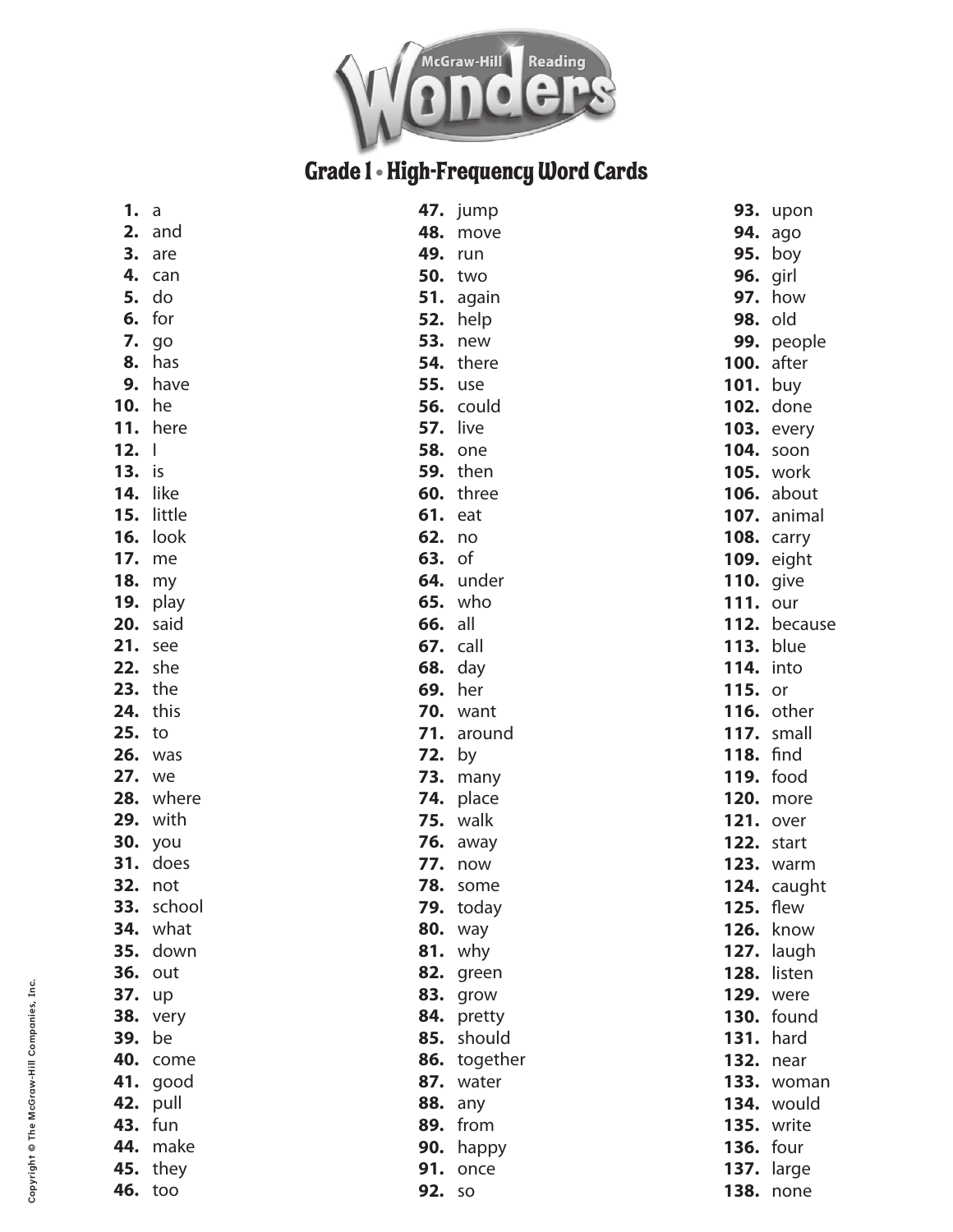# McGraw-Hill Reading Wonders

## Grade 1 • High-Frequency Word Cards

1. a
2. and
3. are
4. can
5. do
6. for
7. go
8. has
9. have
10. he
11. here
12. I
13. is
14. like
15. little
16. look
17. me
18. my
19. play
20. said
21. see
22. she
23. the
24. this
25. to
26. was
27. we
28. where
29. with
30. you
31. does
32. not
33. school
34. what
35. down
36. out
37. up
38. very
39. be
40. come
41. good
42. pull
43. fun
44. make
45. they
46. too
47. jump
48. move
49. run
50. two
51. again
52. help
53. new
54. there
55. use
56. could
57. live
58. one
59. then
60. three
61. eat
62. no
63. of
64. under
65. who
66. all
67. call
68. day
69. her
70. want
71. around
72. by
73. many
74. place
75. walk
76. away
77. now
78. some
79. today
80. way
81. why
82. green
83. grow
84. pretty
85. should
86. together
87. water
88. any
89. from
90. happy
91. once
92. so
93. upon
94. ago
95. boy
96. girl
97. how
98. old
99. people
100. after
101. buy
102. done
103. every
104. soon
105. work
106. about
107. animal
108. carry
109. eight
110. give
111. our
112. because
113. blue
114. into
115. or
116. other
117. small
118. find
119. food
120. more
121. over
122. start
123. warm
124. caught
125. flew
126. know
127. laugh
128. listen
129. were
130. found
131. hard
132. near
133. woman
134. would
135. write
136. four
137. large
138. none

Copyright © The McGraw-Hill Companies, Inc.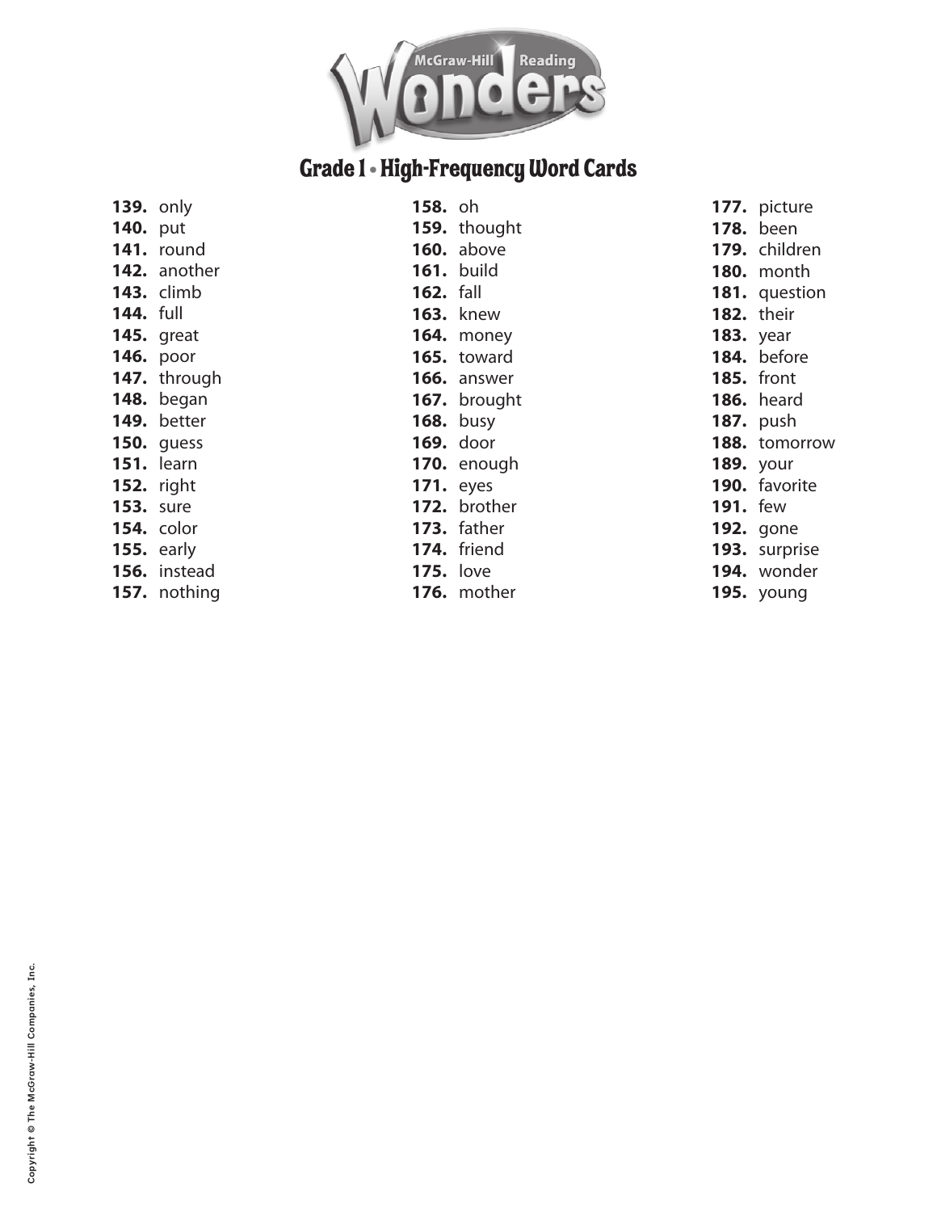# Grade 1 • High-Frequency Word Cards

**139.** only
**140.** put
**141.** round
**142.** another
**143.** climb
**144.** full
**145.** great
**146.** poor
**147.** through
**148.** began
**149.** better
**150.** guess
**151.** learn
**152.** right
**153.** sure
**154.** color
**155.** early
**156.** instead
**157.** nothing
**158.** oh
**159.** thought
**160.** above
**161.** build
**162.** fall
**163.** knew
**164.** money
**165.** toward
**166.** answer
**167.** brought
**168.** busy
**169.** door
**170.** enough
**171.** eyes
**172.** brother
**173.** father
**174.** friend
**175.** love
**176.** mother
**177.** picture
**178.** been
**179.** children
**180.** month
**181.** question
**182.** their
**183.** year
**184.** before
**185.** front
**186.** heard
**187.** push
**188.** tomorrow
**189.** your
**190.** favorite
**191.** few
**192.** gone
**193.** surprise
**194.** wonder
**195.** young

Copyright © The McGraw-Hill Companies, Inc.